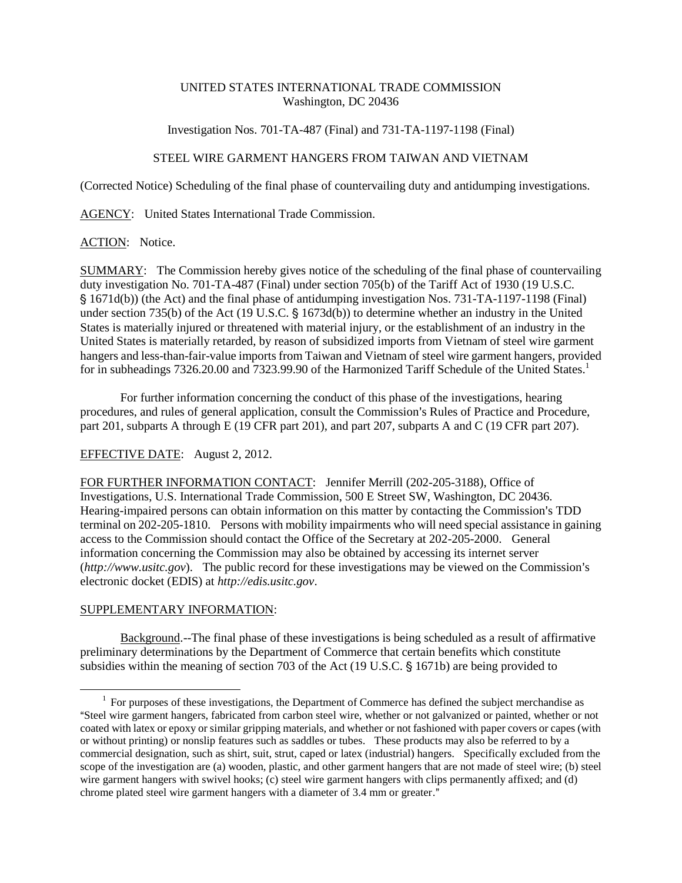UNITED STATES INTERNATIONAL TRADE COMMISSION
Washington, DC 20436

Investigation Nos. 701-TA-487 (Final) and 731-TA-1197-1198 (Final)

STEEL WIRE GARMENT HANGERS FROM TAIWAN AND VIETNAM

(Corrected Notice) Scheduling of the final phase of countervailing duty and antidumping investigations.

AGENCY: United States International Trade Commission.

ACTION: Notice.

SUMMARY: The Commission hereby gives notice of the scheduling of the final phase of countervailing duty investigation No. 701-TA-487 (Final) under section 705(b) of the Tariff Act of 1930 (19 U.S.C. § 1671d(b)) (the Act) and the final phase of antidumping investigation Nos. 731-TA-1197-1198 (Final) under section 735(b) of the Act (19 U.S.C. § 1673d(b)) to determine whether an industry in the United States is materially injured or threatened with material injury, or the establishment of an industry in the United States is materially retarded, by reason of subsidized imports from Vietnam of steel wire garment hangers and less-than-fair-value imports from Taiwan and Vietnam of steel wire garment hangers, provided for in subheadings 7326.20.00 and 7323.99.90 of the Harmonized Tariff Schedule of the United States.[1]

For further information concerning the conduct of this phase of the investigations, hearing procedures, and rules of general application, consult the Commission's Rules of Practice and Procedure, part 201, subparts A through E (19 CFR part 201), and part 207, subparts A and C (19 CFR part 207).

EFFECTIVE DATE: August 2, 2012.

FOR FURTHER INFORMATION CONTACT: Jennifer Merrill (202-205-3188), Office of Investigations, U.S. International Trade Commission, 500 E Street SW, Washington, DC 20436. Hearing-impaired persons can obtain information on this matter by contacting the Commission's TDD terminal on 202-205-1810. Persons with mobility impairments who will need special assistance in gaining access to the Commission should contact the Office of the Secretary at 202-205-2000. General information concerning the Commission may also be obtained by accessing its internet server (*http://www.usitc.gov*). The public record for these investigations may be viewed on the Commission's electronic docket (EDIS) at *http://edis.usitc.gov*.

SUPPLEMENTARY INFORMATION:

Background.--The final phase of these investigations is being scheduled as a result of affirmative preliminary determinations by the Department of Commerce that certain benefits which constitute subsidies within the meaning of section 703 of the Act (19 U.S.C. § 1671b) are being provided to

---

[1] For purposes of these investigations, the Department of Commerce has defined the subject merchandise as "Steel wire garment hangers, fabricated from carbon steel wire, whether or not galvanized or painted, whether or not coated with latex or epoxy or similar gripping materials, and whether or not fashioned with paper covers or capes (with or without printing) or nonslip features such as saddles or tubes. These products may also be referred to by a commercial designation, such as shirt, suit, strut, caped or latex (industrial) hangers. Specifically excluded from the scope of the investigation are (a) wooden, plastic, and other garment hangers that are not made of steel wire; (b) steel wire garment hangers with swivel hooks; (c) steel wire garment hangers with clips permanently affixed; and (d) chrome plated steel wire garment hangers with a diameter of 3.4 mm or greater."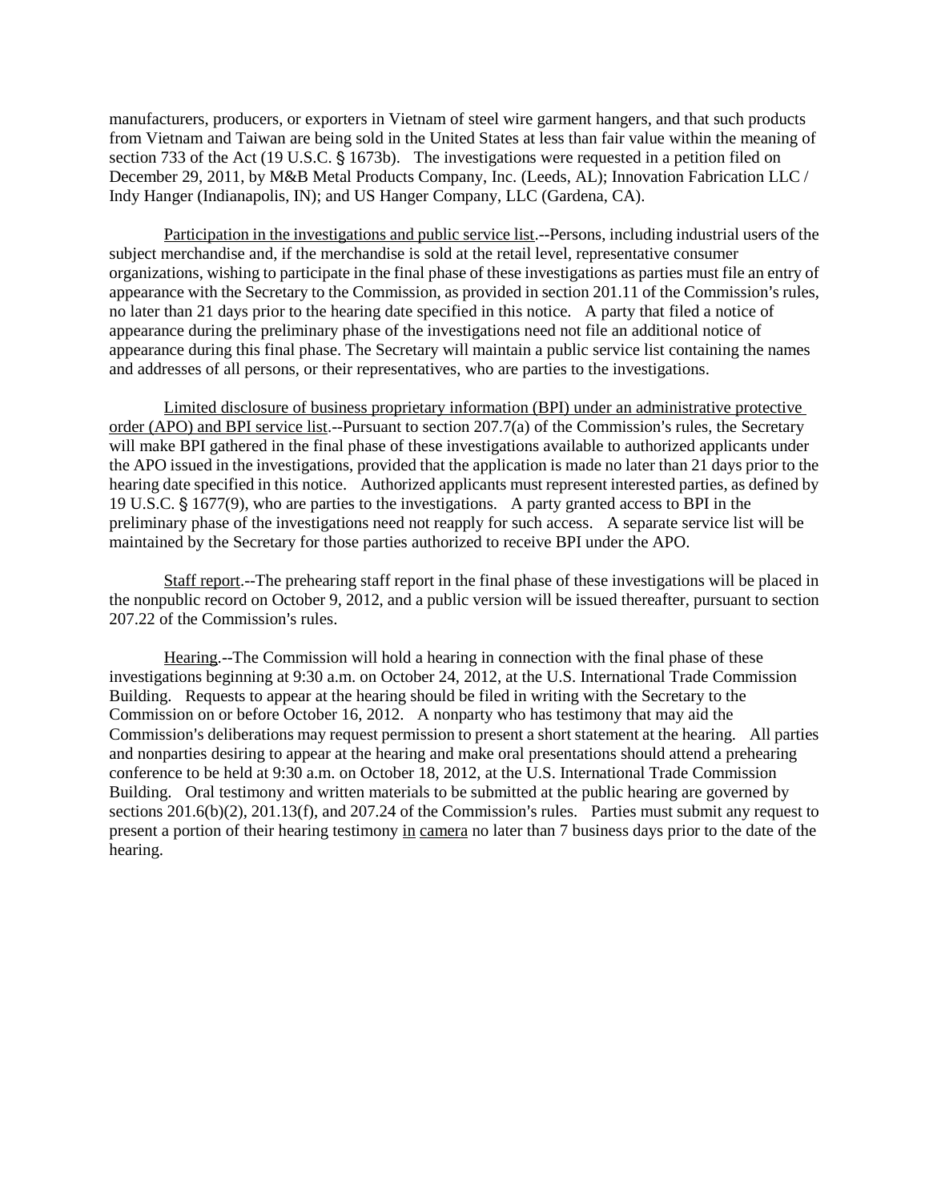manufacturers, producers, or exporters in Vietnam of steel wire garment hangers, and that such products from Vietnam and Taiwan are being sold in the United States at less than fair value within the meaning of section 733 of the Act (19 U.S.C. § 1673b). The investigations were requested in a petition filed on December 29, 2011, by M&B Metal Products Company, Inc. (Leeds, AL); Innovation Fabrication LLC / Indy Hanger (Indianapolis, IN); and US Hanger Company, LLC (Gardena, CA).

Participation in the investigations and public service list.--Persons, including industrial users of the subject merchandise and, if the merchandise is sold at the retail level, representative consumer organizations, wishing to participate in the final phase of these investigations as parties must file an entry of appearance with the Secretary to the Commission, as provided in section 201.11 of the Commission's rules, no later than 21 days prior to the hearing date specified in this notice. A party that filed a notice of appearance during the preliminary phase of the investigations need not file an additional notice of appearance during this final phase. The Secretary will maintain a public service list containing the names and addresses of all persons, or their representatives, who are parties to the investigations.

Limited disclosure of business proprietary information (BPI) under an administrative protective order (APO) and BPI service list.--Pursuant to section 207.7(a) of the Commission's rules, the Secretary will make BPI gathered in the final phase of these investigations available to authorized applicants under the APO issued in the investigations, provided that the application is made no later than 21 days prior to the hearing date specified in this notice. Authorized applicants must represent interested parties, as defined by 19 U.S.C. § 1677(9), who are parties to the investigations. A party granted access to BPI in the preliminary phase of the investigations need not reapply for such access. A separate service list will be maintained by the Secretary for those parties authorized to receive BPI under the APO.

Staff report.--The prehearing staff report in the final phase of these investigations will be placed in the nonpublic record on October 9, 2012, and a public version will be issued thereafter, pursuant to section 207.22 of the Commission's rules.

Hearing.--The Commission will hold a hearing in connection with the final phase of these investigations beginning at 9:30 a.m. on October 24, 2012, at the U.S. International Trade Commission Building. Requests to appear at the hearing should be filed in writing with the Secretary to the Commission on or before October 16, 2012. A nonparty who has testimony that may aid the Commission's deliberations may request permission to present a short statement at the hearing. All parties and nonparties desiring to appear at the hearing and make oral presentations should attend a prehearing conference to be held at 9:30 a.m. on October 18, 2012, at the U.S. International Trade Commission Building. Oral testimony and written materials to be submitted at the public hearing are governed by sections 201.6(b)(2), 201.13(f), and 207.24 of the Commission's rules. Parties must submit any request to present a portion of their hearing testimony in camera no later than 7 business days prior to the date of the hearing.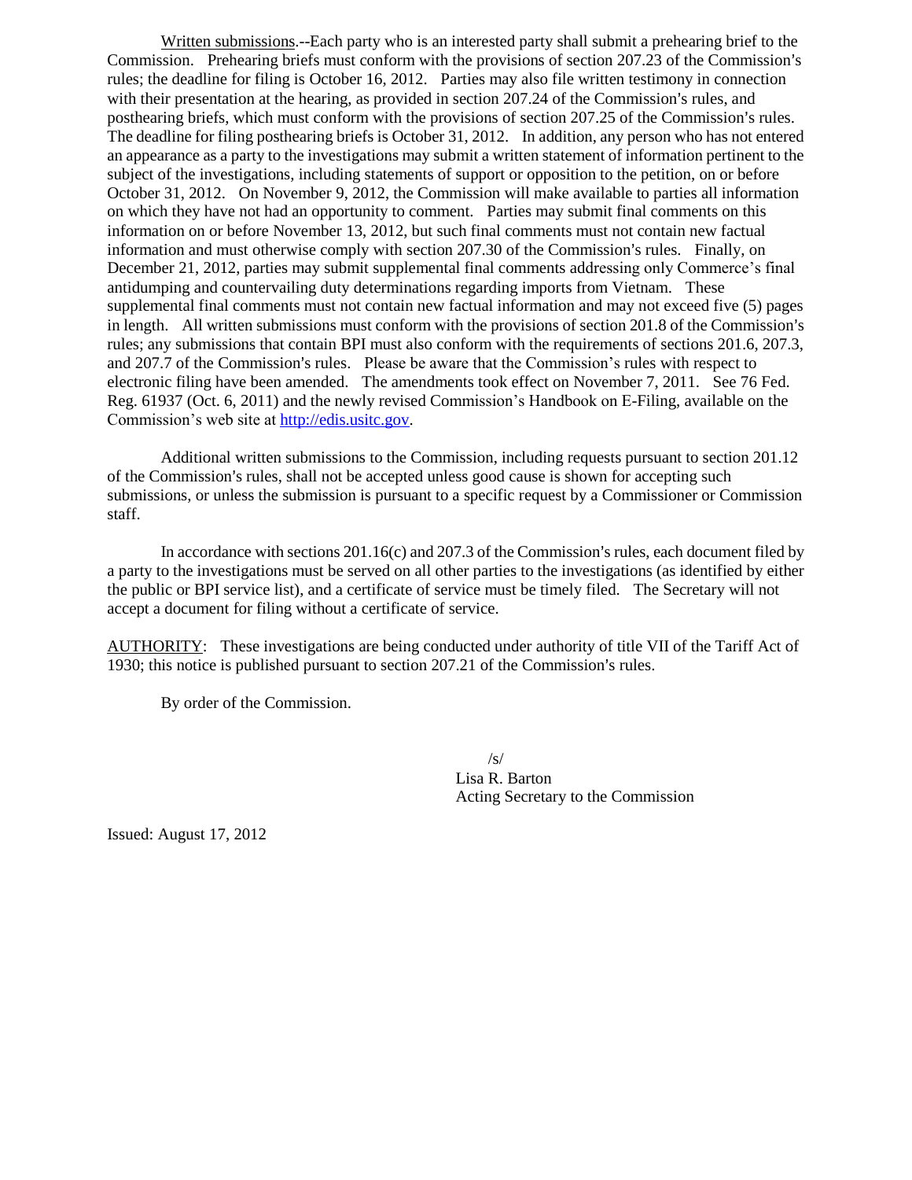Written submissions.--Each party who is an interested party shall submit a prehearing brief to the Commission. Prehearing briefs must conform with the provisions of section 207.23 of the Commission's rules; the deadline for filing is October 16, 2012. Parties may also file written testimony in connection with their presentation at the hearing, as provided in section 207.24 of the Commission's rules, and posthearing briefs, which must conform with the provisions of section 207.25 of the Commission's rules. The deadline for filing posthearing briefs is October 31, 2012. In addition, any person who has not entered an appearance as a party to the investigations may submit a written statement of information pertinent to the subject of the investigations, including statements of support or opposition to the petition, on or before October 31, 2012. On November 9, 2012, the Commission will make available to parties all information on which they have not had an opportunity to comment. Parties may submit final comments on this information on or before November 13, 2012, but such final comments must not contain new factual information and must otherwise comply with section 207.30 of the Commission's rules. Finally, on December 21, 2012, parties may submit supplemental final comments addressing only Commerce's final antidumping and countervailing duty determinations regarding imports from Vietnam. These supplemental final comments must not contain new factual information and may not exceed five (5) pages in length. All written submissions must conform with the provisions of section 201.8 of the Commission's rules; any submissions that contain BPI must also conform with the requirements of sections 201.6, 207.3, and 207.7 of the Commission's rules. Please be aware that the Commission's rules with respect to electronic filing have been amended. The amendments took effect on November 7, 2011. See 76 Fed. Reg. 61937 (Oct. 6, 2011) and the newly revised Commission's Handbook on E-Filing, available on the Commission's web site at http://edis.usitc.gov.

Additional written submissions to the Commission, including requests pursuant to section 201.12 of the Commission's rules, shall not be accepted unless good cause is shown for accepting such submissions, or unless the submission is pursuant to a specific request by a Commissioner or Commission staff.

In accordance with sections 201.16(c) and 207.3 of the Commission's rules, each document filed by a party to the investigations must be served on all other parties to the investigations (as identified by either the public or BPI service list), and a certificate of service must be timely filed. The Secretary will not accept a document for filing without a certificate of service.

AUTHORITY: These investigations are being conducted under authority of title VII of the Tariff Act of 1930; this notice is published pursuant to section 207.21 of the Commission's rules.

By order of the Commission.

/s/
Lisa R. Barton
Acting Secretary to the Commission

Issued: August 17, 2012